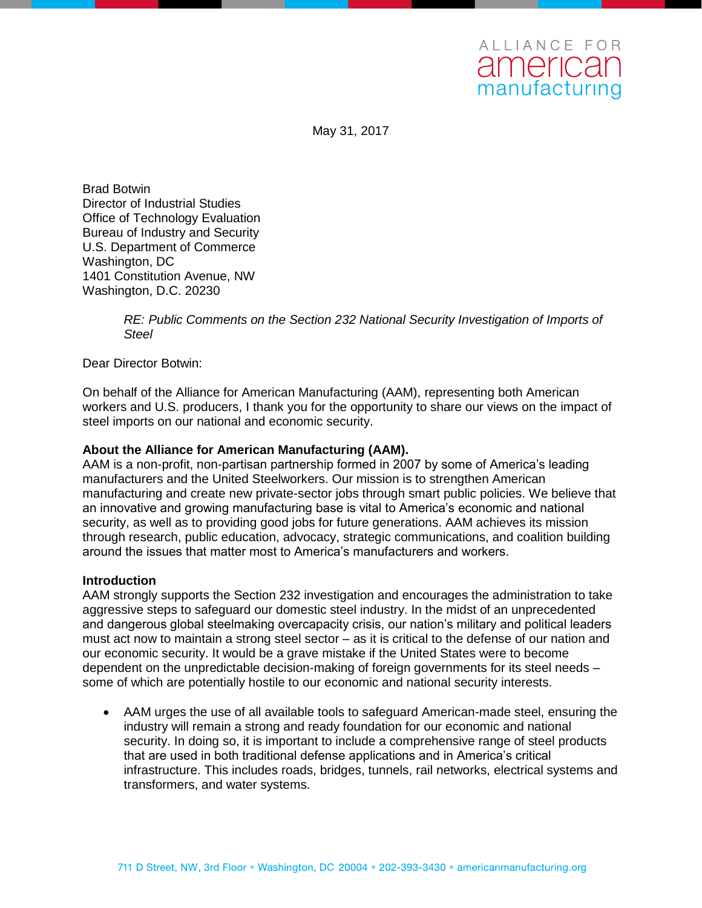ALLIANCE FOR american manufacturing

May 31, 2017

Brad Botwin
Director of Industrial Studies
Office of Technology Evaluation
Bureau of Industry and Security
U.S. Department of Commerce
Washington, DC
1401 Constitution Avenue, NW
Washington, D.C. 20230

*RE: Public Comments on the Section 232 National Security Investigation of Imports of Steel*

Dear Director Botwin:

On behalf of the Alliance for American Manufacturing (AAM), representing both American workers and U.S. producers, I thank you for the opportunity to share our views on the impact of steel imports on our national and economic security.

**About the Alliance for American Manufacturing (AAM).**

AAM is a non-profit, non-partisan partnership formed in 2007 by some of America's leading manufacturers and the United Steelworkers. Our mission is to strengthen American manufacturing and create new private-sector jobs through smart public policies. We believe that an innovative and growing manufacturing base is vital to America's economic and national security, as well as to providing good jobs for future generations. AAM achieves its mission through research, public education, advocacy, strategic communications, and coalition building around the issues that matter most to America's manufacturers and workers.

**Introduction**

AAM strongly supports the Section 232 investigation and encourages the administration to take aggressive steps to safeguard our domestic steel industry. In the midst of an unprecedented and dangerous global steelmaking overcapacity crisis, our nation's military and political leaders must act now to maintain a strong steel sector – as it is critical to the defense of our nation and our economic security. It would be a grave mistake if the United States were to become dependent on the unpredictable decision-making of foreign governments for its steel needs – some of which are potentially hostile to our economic and national security interests.

- AAM urges the use of all available tools to safeguard American-made steel, ensuring the industry will remain a strong and ready foundation for our economic and national security. In doing so, it is important to include a comprehensive range of steel products that are used in both traditional defense applications and in America's critical infrastructure. This includes roads, bridges, tunnels, rail networks, electrical systems and transformers, and water systems.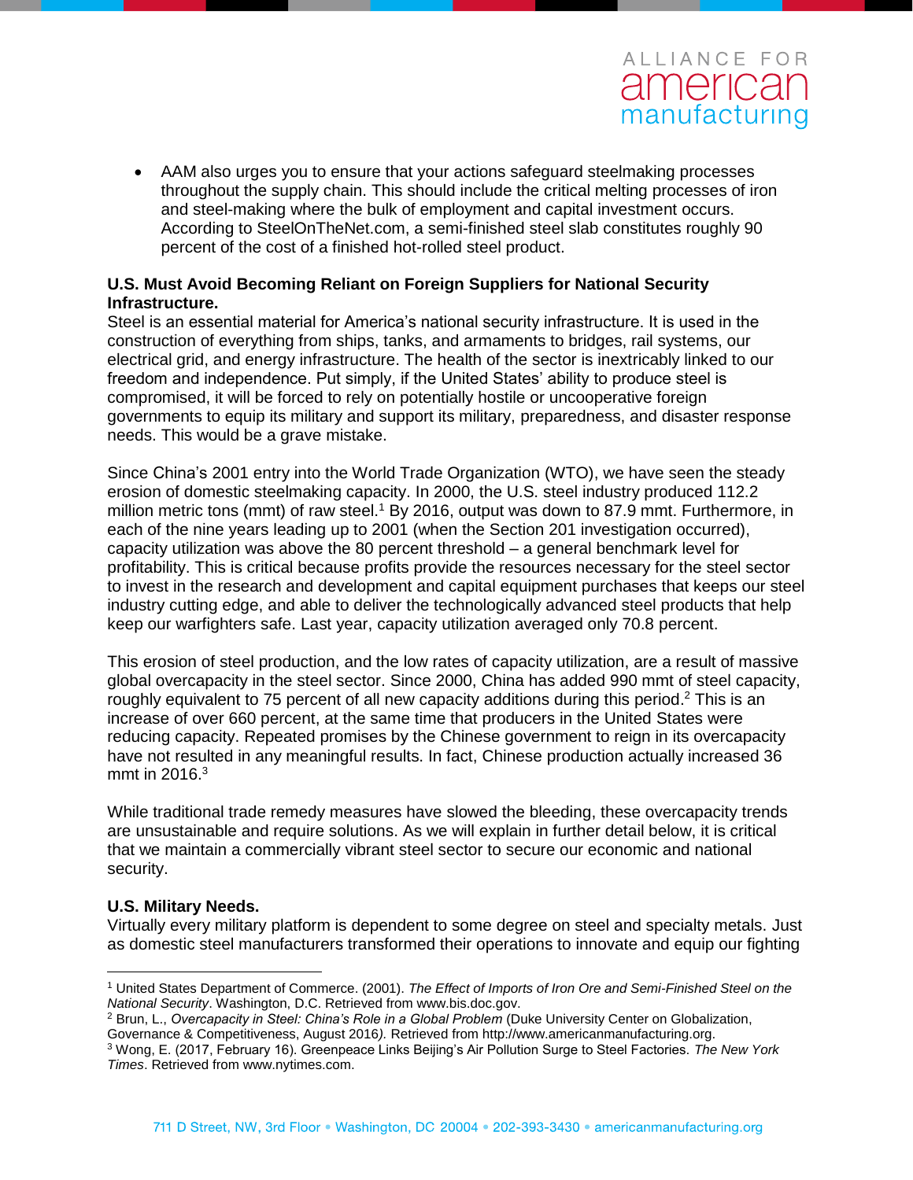- AAM also urges you to ensure that your actions safeguard steelmaking processes throughout the supply chain. This should include the critical melting processes of iron and steel-making where the bulk of employment and capital investment occurs. According to SteelOnTheNet.com, a semi-finished steel slab constitutes roughly 90 percent of the cost of a finished hot-rolled steel product.

**U.S. Must Avoid Becoming Reliant on Foreign Suppliers for National Security Infrastructure.**

Steel is an essential material for America's national security infrastructure. It is used in the construction of everything from ships, tanks, and armaments to bridges, rail systems, our electrical grid, and energy infrastructure. The health of the sector is inextricably linked to our freedom and independence. Put simply, if the United States' ability to produce steel is compromised, it will be forced to rely on potentially hostile or uncooperative foreign governments to equip its military and support its military, preparedness, and disaster response needs. This would be a grave mistake.

Since China's 2001 entry into the World Trade Organization (WTO), we have seen the steady erosion of domestic steelmaking capacity. In 2000, the U.S. steel industry produced 112.2 million metric tons (mmt) of raw steel.[1] By 2016, output was down to 87.9 mmt. Furthermore, in each of the nine years leading up to 2001 (when the Section 201 investigation occurred), capacity utilization was above the 80 percent threshold – a general benchmark level for profitability. This is critical because profits provide the resources necessary for the steel sector to invest in the research and development and capital equipment purchases that keeps our steel industry cutting edge, and able to deliver the technologically advanced steel products that help keep our warfighters safe. Last year, capacity utilization averaged only 70.8 percent.

This erosion of steel production, and the low rates of capacity utilization, are a result of massive global overcapacity in the steel sector. Since 2000, China has added 990 mmt of steel capacity, roughly equivalent to 75 percent of all new capacity additions during this period.[2] This is an increase of over 660 percent, at the same time that producers in the United States were reducing capacity. Repeated promises by the Chinese government to reign in its overcapacity have not resulted in any meaningful results. In fact, Chinese production actually increased 36 mmt in 2016.[3]

While traditional trade remedy measures have slowed the bleeding, these overcapacity trends are unsustainable and require solutions. As we will explain in further detail below, it is critical that we maintain a commercially vibrant steel sector to secure our economic and national security.

**U.S. Military Needs.**

Virtually every military platform is dependent to some degree on steel and specialty metals. Just as domestic steel manufacturers transformed their operations to innovate and equip our fighting

---

[1] United States Department of Commerce. (2001). *The Effect of Imports of Iron Ore and Semi-Finished Steel on the National Security*. Washington, D.C. Retrieved from www.bis.doc.gov.

[2] Brun, L., *Overcapacity in Steel: China's Role in a Global Problem* (Duke University Center on Globalization, Governance & Competitiveness, August 2016*).* Retrieved from http://www.americanmanufacturing.org.

[3] Wong, E. (2017, February 16). Greenpeace Links Beijing's Air Pollution Surge to Steel Factories. *The New York Times*. Retrieved from www.nytimes.com.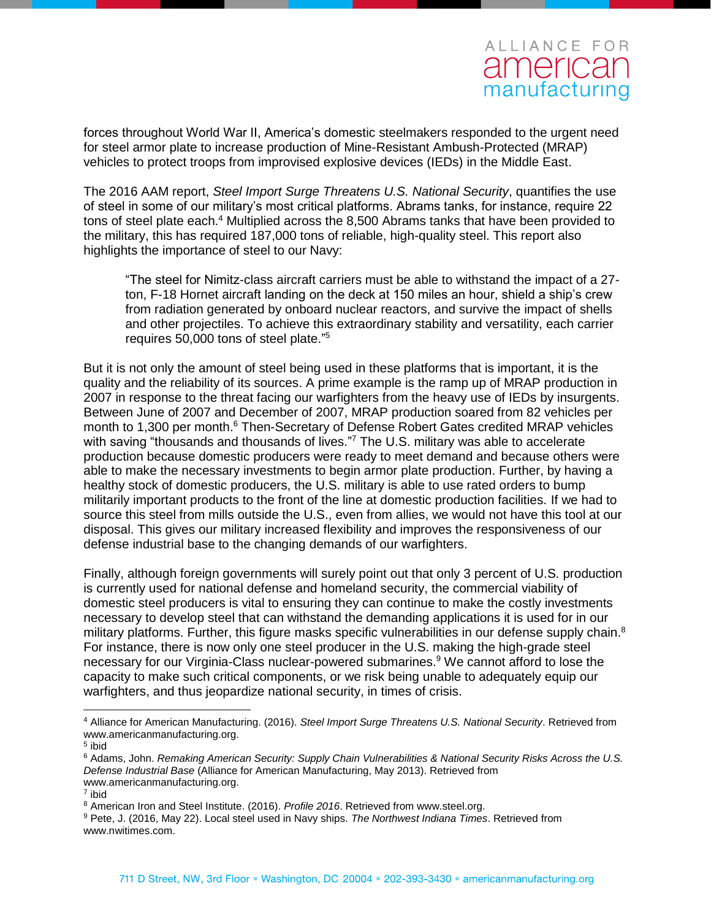forces throughout World War II, America's domestic steelmakers responded to the urgent need for steel armor plate to increase production of Mine-Resistant Ambush-Protected (MRAP) vehicles to protect troops from improvised explosive devices (IEDs) in the Middle East.

The 2016 AAM report, *Steel Import Surge Threatens U.S. National Security*, quantifies the use of steel in some of our military's most critical platforms. Abrams tanks, for instance, require 22 tons of steel plate each.[4] Multiplied across the 8,500 Abrams tanks that have been provided to the military, this has required 187,000 tons of reliable, high-quality steel. This report also highlights the importance of steel to our Navy:

> "The steel for Nimitz-class aircraft carriers must be able to withstand the impact of a 27-ton, F-18 Hornet aircraft landing on the deck at 150 miles an hour, shield a ship's crew from radiation generated by onboard nuclear reactors, and survive the impact of shells and other projectiles. To achieve this extraordinary stability and versatility, each carrier requires 50,000 tons of steel plate."[5]

But it is not only the amount of steel being used in these platforms that is important, it is the quality and the reliability of its sources. A prime example is the ramp up of MRAP production in 2007 in response to the threat facing our warfighters from the heavy use of IEDs by insurgents. Between June of 2007 and December of 2007, MRAP production soared from 82 vehicles per month to 1,300 per month.[6] Then-Secretary of Defense Robert Gates credited MRAP vehicles with saving "thousands and thousands of lives."[7] The U.S. military was able to accelerate production because domestic producers were ready to meet demand and because others were able to make the necessary investments to begin armor plate production. Further, by having a healthy stock of domestic producers, the U.S. military is able to use rated orders to bump militarily important products to the front of the line at domestic production facilities. If we had to source this steel from mills outside the U.S., even from allies, we would not have this tool at our disposal. This gives our military increased flexibility and improves the responsiveness of our defense industrial base to the changing demands of our warfighters.

Finally, although foreign governments will surely point out that only 3 percent of U.S. production is currently used for national defense and homeland security, the commercial viability of domestic steel producers is vital to ensuring they can continue to make the costly investments necessary to develop steel that can withstand the demanding applications it is used for in our military platforms. Further, this figure masks specific vulnerabilities in our defense supply chain.[8] For instance, there is now only one steel producer in the U.S. making the high-grade steel necessary for our Virginia-Class nuclear-powered submarines.[9] We cannot afford to lose the capacity to make such critical components, or we risk being unable to adequately equip our warfighters, and thus jeopardize national security, in times of crisis.

---

[4] Alliance for American Manufacturing. (2016). *Steel Import Surge Threatens U.S. National Security*. Retrieved from www.americanmanufacturing.org.

[5] ibid

[6] Adams, John. *Remaking American Security: Supply Chain Vulnerabilities & National Security Risks Across the U.S. Defense Industrial Base* (Alliance for American Manufacturing, May 2013). Retrieved from www.americanmanufacturing.org.

[7] ibid

[8] American Iron and Steel Institute. (2016). *Profile 2016*. Retrieved from www.steel.org.

[9] Pete, J. (2016, May 22). Local steel used in Navy ships. *The Northwest Indiana Times*. Retrieved from www.nwitimes.com.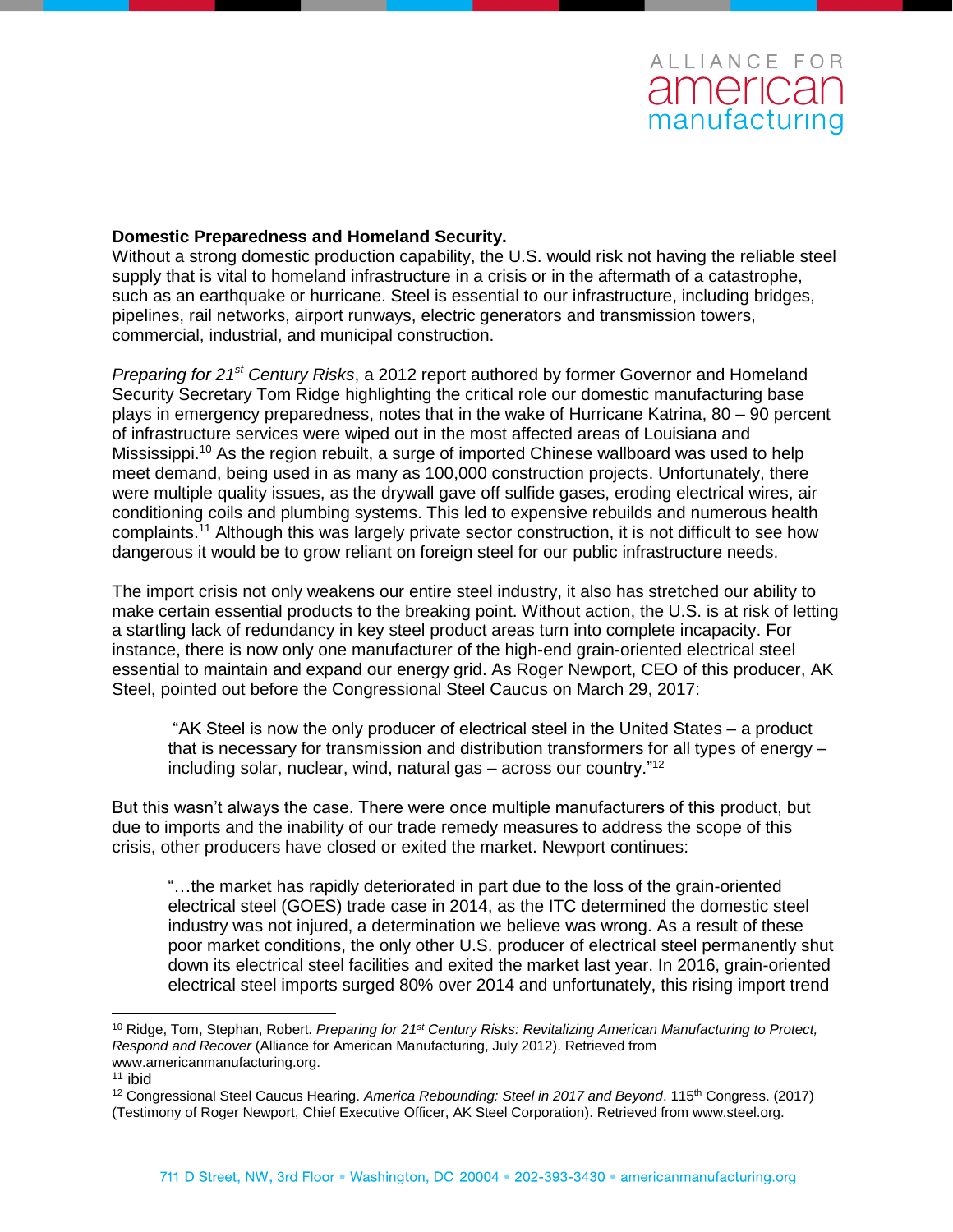**Domestic Preparedness and Homeland Security.**
Without a strong domestic production capability, the U.S. would risk not having the reliable steel supply that is vital to homeland infrastructure in a crisis or in the aftermath of a catastrophe, such as an earthquake or hurricane. Steel is essential to our infrastructure, including bridges, pipelines, rail networks, airport runways, electric generators and transmission towers, commercial, industrial, and municipal construction.

*Preparing for 21st Century Risks*, a 2012 report authored by former Governor and Homeland Security Secretary Tom Ridge highlighting the critical role our domestic manufacturing base plays in emergency preparedness, notes that in the wake of Hurricane Katrina, 80 – 90 percent of infrastructure services were wiped out in the most affected areas of Louisiana and Mississippi.[10] As the region rebuilt, a surge of imported Chinese wallboard was used to help meet demand, being used in as many as 100,000 construction projects. Unfortunately, there were multiple quality issues, as the drywall gave off sulfide gases, eroding electrical wires, air conditioning coils and plumbing systems. This led to expensive rebuilds and numerous health complaints.[11] Although this was largely private sector construction, it is not difficult to see how dangerous it would be to grow reliant on foreign steel for our public infrastructure needs.

The import crisis not only weakens our entire steel industry, it also has stretched our ability to make certain essential products to the breaking point. Without action, the U.S. is at risk of letting a startling lack of redundancy in key steel product areas turn into complete incapacity. For instance, there is now only one manufacturer of the high-end grain-oriented electrical steel essential to maintain and expand our energy grid. As Roger Newport, CEO of this producer, AK Steel, pointed out before the Congressional Steel Caucus on March 29, 2017:

> "AK Steel is now the only producer of electrical steel in the United States – a product that is necessary for transmission and distribution transformers for all types of energy – including solar, nuclear, wind, natural gas – across our country."[12]

But this wasn't always the case. There were once multiple manufacturers of this product, but due to imports and the inability of our trade remedy measures to address the scope of this crisis, other producers have closed or exited the market. Newport continues:

> "…the market has rapidly deteriorated in part due to the loss of the grain-oriented electrical steel (GOES) trade case in 2014, as the ITC determined the domestic steel industry was not injured, a determination we believe was wrong. As a result of these poor market conditions, the only other U.S. producer of electrical steel permanently shut down its electrical steel facilities and exited the market last year. In 2016, grain-oriented electrical steel imports surged 80% over 2014 and unfortunately, this rising import trend

---

[10] Ridge, Tom, Stephan, Robert. *Preparing for 21st Century Risks: Revitalizing American Manufacturing to Protect, Respond and Recover* (Alliance for American Manufacturing, July 2012). Retrieved from www.americanmanufacturing.org.

[11] ibid

[12] Congressional Steel Caucus Hearing. *America Rebounding: Steel in 2017 and Beyond*. 115th Congress. (2017) (Testimony of Roger Newport, Chief Executive Officer, AK Steel Corporation). Retrieved from www.steel.org.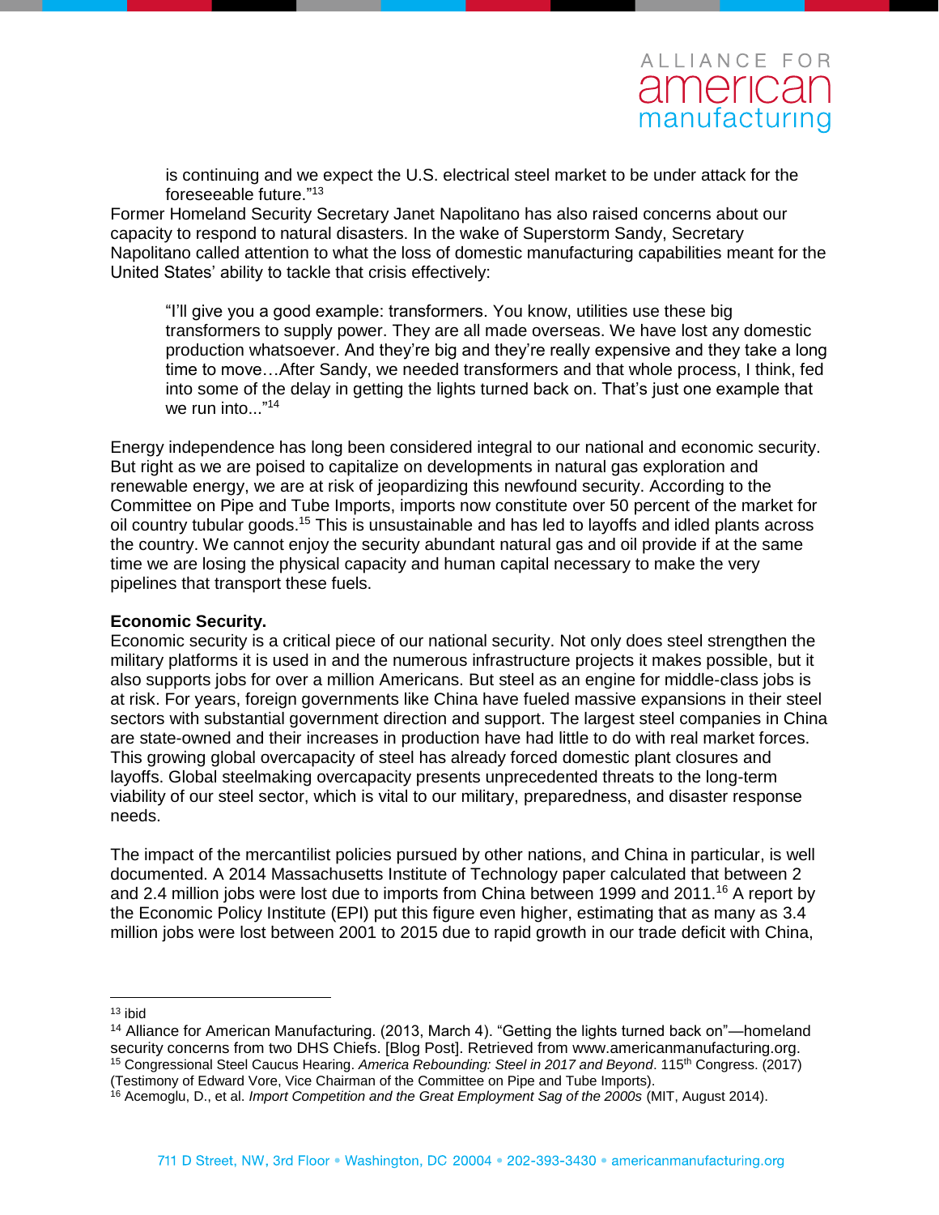> is continuing and we expect the U.S. electrical steel market to be under attack for the foreseeable future."[13]

Former Homeland Security Secretary Janet Napolitano has also raised concerns about our capacity to respond to natural disasters. In the wake of Superstorm Sandy, Secretary Napolitano called attention to what the loss of domestic manufacturing capabilities meant for the United States' ability to tackle that crisis effectively:

> "I'll give you a good example: transformers. You know, utilities use these big transformers to supply power. They are all made overseas. We have lost any domestic production whatsoever. And they're big and they're really expensive and they take a long time to move…After Sandy, we needed transformers and that whole process, I think, fed into some of the delay in getting the lights turned back on. That's just one example that we run into..."[14]

Energy independence has long been considered integral to our national and economic security. But right as we are poised to capitalize on developments in natural gas exploration and renewable energy, we are at risk of jeopardizing this newfound security. According to the Committee on Pipe and Tube Imports, imports now constitute over 50 percent of the market for oil country tubular goods.[15] This is unsustainable and has led to layoffs and idled plants across the country. We cannot enjoy the security abundant natural gas and oil provide if at the same time we are losing the physical capacity and human capital necessary to make the very pipelines that transport these fuels.

**Economic Security.**

Economic security is a critical piece of our national security. Not only does steel strengthen the military platforms it is used in and the numerous infrastructure projects it makes possible, but it also supports jobs for over a million Americans. But steel as an engine for middle-class jobs is at risk. For years, foreign governments like China have fueled massive expansions in their steel sectors with substantial government direction and support. The largest steel companies in China are state-owned and their increases in production have had little to do with real market forces. This growing global overcapacity of steel has already forced domestic plant closures and layoffs. Global steelmaking overcapacity presents unprecedented threats to the long-term viability of our steel sector, which is vital to our military, preparedness, and disaster response needs.

The impact of the mercantilist policies pursued by other nations, and China in particular, is well documented. A 2014 Massachusetts Institute of Technology paper calculated that between 2 and 2.4 million jobs were lost due to imports from China between 1999 and 2011.[16] A report by the Economic Policy Institute (EPI) put this figure even higher, estimating that as many as 3.4 million jobs were lost between 2001 to 2015 due to rapid growth in our trade deficit with China,

---

[13] ibid

[14] Alliance for American Manufacturing. (2013, March 4). "Getting the lights turned back on"—homeland security concerns from two DHS Chiefs. [Blog Post]. Retrieved from www.americanmanufacturing.org.

[15] Congressional Steel Caucus Hearing. *America Rebounding: Steel in 2017 and Beyond*. 115th Congress. (2017) (Testimony of Edward Vore, Vice Chairman of the Committee on Pipe and Tube Imports).

[16] Acemoglu, D., et al. *Import Competition and the Great Employment Sag of the 2000s* (MIT, August 2014).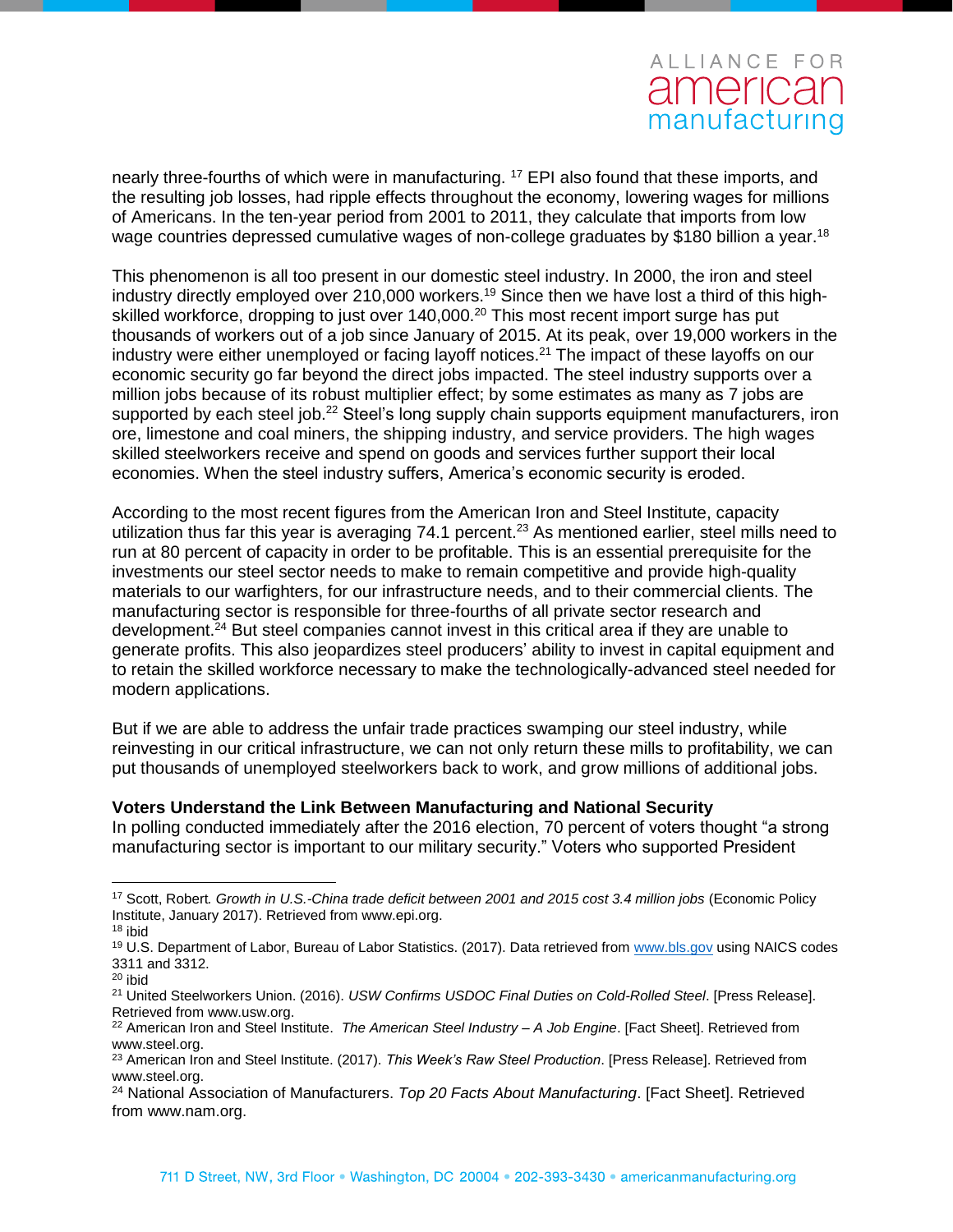nearly three-fourths of which were in manufacturing. [17] EPI also found that these imports, and the resulting job losses, had ripple effects throughout the economy, lowering wages for millions of Americans. In the ten-year period from 2001 to 2011, they calculate that imports from low wage countries depressed cumulative wages of non-college graduates by $180 billion a year.[18]

This phenomenon is all too present in our domestic steel industry. In 2000, the iron and steel industry directly employed over 210,000 workers.[19] Since then we have lost a third of this high-skilled workforce, dropping to just over 140,000.[20] This most recent import surge has put thousands of workers out of a job since January of 2015. At its peak, over 19,000 workers in the industry were either unemployed or facing layoff notices.[21] The impact of these layoffs on our economic security go far beyond the direct jobs impacted. The steel industry supports over a million jobs because of its robust multiplier effect; by some estimates as many as 7 jobs are supported by each steel job.[22] Steel's long supply chain supports equipment manufacturers, iron ore, limestone and coal miners, the shipping industry, and service providers. The high wages skilled steelworkers receive and spend on goods and services further support their local economies. When the steel industry suffers, America's economic security is eroded.

According to the most recent figures from the American Iron and Steel Institute, capacity utilization thus far this year is averaging 74.1 percent.[23] As mentioned earlier, steel mills need to run at 80 percent of capacity in order to be profitable. This is an essential prerequisite for the investments our steel sector needs to make to remain competitive and provide high-quality materials to our warfighters, for our infrastructure needs, and to their commercial clients. The manufacturing sector is responsible for three-fourths of all private sector research and development.[24] But steel companies cannot invest in this critical area if they are unable to generate profits. This also jeopardizes steel producers' ability to invest in capital equipment and to retain the skilled workforce necessary to make the technologically-advanced steel needed for modern applications.

But if we are able to address the unfair trade practices swamping our steel industry, while reinvesting in our critical infrastructure, we can not only return these mills to profitability, we can put thousands of unemployed steelworkers back to work, and grow millions of additional jobs.

**Voters Understand the Link Between Manufacturing and National Security**

In polling conducted immediately after the 2016 election, 70 percent of voters thought "a strong manufacturing sector is important to our military security." Voters who supported President

---

[17] Scott, Robert. *Growth in U.S.-China trade deficit between 2001 and 2015 cost 3.4 million jobs* (Economic Policy Institute, January 2017). Retrieved from www.epi.org.

[18] ibid

[19] U.S. Department of Labor, Bureau of Labor Statistics. (2017). Data retrieved from www.bls.gov using NAICS codes 3311 and 3312.

[20] ibid

[21] United Steelworkers Union. (2016). *USW Confirms USDOC Final Duties on Cold-Rolled Steel*. [Press Release]. Retrieved from www.usw.org.

[22] American Iron and Steel Institute. *The American Steel Industry – A Job Engine*. [Fact Sheet]. Retrieved from www.steel.org.

[23] American Iron and Steel Institute. (2017). *This Week's Raw Steel Production*. [Press Release]. Retrieved from www.steel.org.

[24] National Association of Manufacturers. *Top 20 Facts About Manufacturing*. [Fact Sheet]. Retrieved from www.nam.org.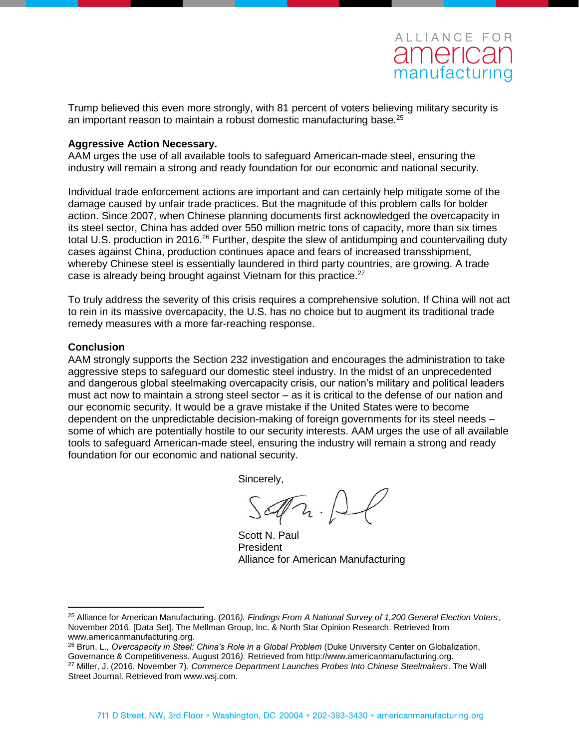Trump believed this even more strongly, with 81 percent of voters believing military security is an important reason to maintain a robust domestic manufacturing base.[25]

**Aggressive Action Necessary.**
AAM urges the use of all available tools to safeguard American-made steel, ensuring the industry will remain a strong and ready foundation for our economic and national security.

Individual trade enforcement actions are important and can certainly help mitigate some of the damage caused by unfair trade practices. But the magnitude of this problem calls for bolder action. Since 2007, when Chinese planning documents first acknowledged the overcapacity in its steel sector, China has added over 550 million metric tons of capacity, more than six times total U.S. production in 2016.[26] Further, despite the slew of antidumping and countervailing duty cases against China, production continues apace and fears of increased transshipment, whereby Chinese steel is essentially laundered in third party countries, are growing. A trade case is already being brought against Vietnam for this practice.[27]

To truly address the severity of this crisis requires a comprehensive solution. If China will not act to rein in its massive overcapacity, the U.S. has no choice but to augment its traditional trade remedy measures with a more far-reaching response.

**Conclusion**
AAM strongly supports the Section 232 investigation and encourages the administration to take aggressive steps to safeguard our domestic steel industry. In the midst of an unprecedented and dangerous global steelmaking overcapacity crisis, our nation's military and political leaders must act now to maintain a strong steel sector – as it is critical to the defense of our nation and our economic security. It would be a grave mistake if the United States were to become dependent on the unpredictable decision-making of foreign governments for its steel needs – some of which are potentially hostile to our security interests. AAM urges the use of all available tools to safeguard American-made steel, ensuring the industry will remain a strong and ready foundation for our economic and national security.

Sincerely,

Scott N. Paul
President
Alliance for American Manufacturing

---

[25] Alliance for American Manufacturing. (2016*). Findings From A National Survey of 1,200 General Election Voters*, November 2016. [Data Set]. The Mellman Group, Inc. & North Star Opinion Research. Retrieved from www.americanmanufacturing.org.

[26] Brun, L., *Overcapacity in Steel: China's Role in a Global Problem* (Duke University Center on Globalization, Governance & Competitiveness, August 2016*).* Retrieved from http://www.americanmanufacturing.org.

[27] Miller, J. (2016, November 7). *Commerce Department Launches Probes Into Chinese Steelmakers*. The Wall Street Journal. Retrieved from www.wsj.com.